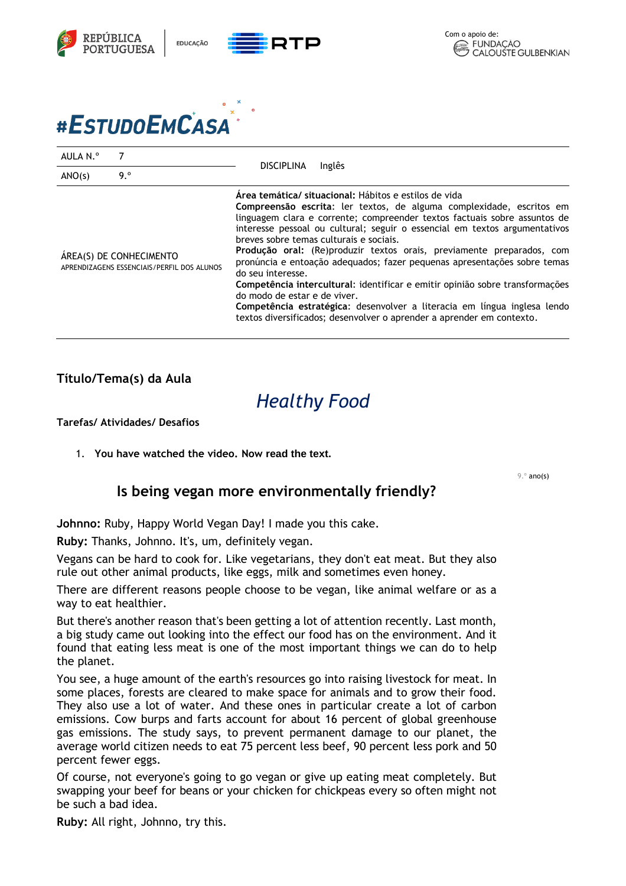# #EstudoEmCasa

| AULA N.º | 7 | DISCIPLINA | Inglês |
| --- | --- | --- | --- |
| ANO(s) | 9.º | | |

| ÁREA(S) DE CONHECIMENTO APRENDIZAGENS ESSENCIAIS/PERFIL DOS ALUNOS | |
| --- | --- |
| | **Área temática/ situacional:** Hábitos e estilos de vida **Compreensão escrita**: ler textos, de alguma complexidade, escritos em linguagem clara e corrente; compreender textos factuais sobre assuntos de interesse pessoal ou cultural; seguir o essencial em textos argumentativos breves sobre temas culturais e sociais. **Produção oral:** (Re)produzir textos orais, previamente preparados, com pronúncia e entoação adequados; fazer pequenas apresentações sobre temas do seu interesse. **Competência intercultural**: identificar e emitir opinião sobre transformações do modo de estar e de viver. **Competência estratégica**: desenvolver a literacia em língua inglesa lendo textos diversificados; desenvolver o aprender a aprender em contexto. |

**Título/Tema(s) da Aula**

## *Healthy Food*

**Tarefas/ Atividades/ Desafios**

1. **You have watched the video. Now read the text.**

### Is being vegan more environmentally friendly?

**Johnno:** Ruby, Happy World Vegan Day! I made you this cake.

**Ruby:** Thanks, Johnno. It's, um, definitely vegan.

Vegans can be hard to cook for. Like vegetarians, they don't eat meat. But they also rule out other animal products, like eggs, milk and sometimes even honey.

There are different reasons people choose to be vegan, like animal welfare or as a way to eat healthier.

But there's another reason that's been getting a lot of attention recently. Last month, a big study came out looking into the effect our food has on the environment. And it found that eating less meat is one of the most important things we can do to help the planet.

You see, a huge amount of the earth's resources go into raising livestock for meat. In some places, forests are cleared to make space for animals and to grow their food. They also use a lot of water. And these ones in particular create a lot of carbon emissions. Cow burps and farts account for about 16 percent of global greenhouse gas emissions. The study says, to prevent permanent damage to our planet, the average world citizen needs to eat 75 percent less beef, 90 percent less pork and 50 percent fewer eggs.

Of course, not everyone's going to go vegan or give up eating meat completely. But swapping your beef for beans or your chicken for chickpeas every so often might not be such a bad idea.

**Ruby:** All right, Johnno, try this.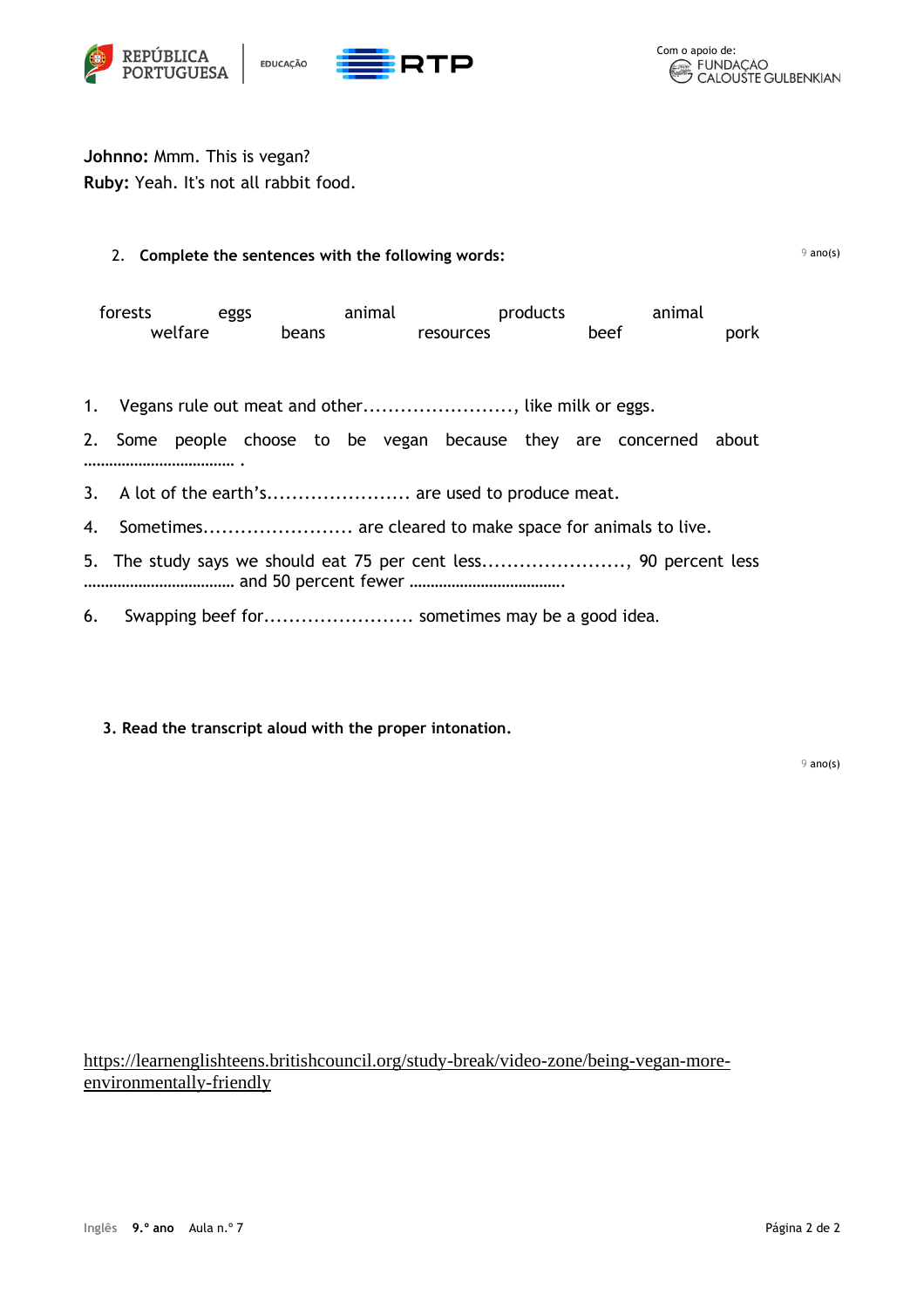**Johnno:** Mmm. This is vegan?

**Ruby:** Yeah. It's not all rabbit food.

2. **Complete the sentences with the following words:**

9 ano(s)

forests eggs animal products animal welfare beans resources beef pork

1. Vegans rule out meat and other……………………., like milk or eggs.
2. Some people choose to be vegan because they are concerned about ……………………………… .
3. A lot of the earth's…………………… are used to produce meat.
4. Sometimes……………………. are cleared to make space for animals to live.
5. The study says we should eat 75 per cent less……………………., 90 percent less ……………………………… and 50 percent fewer ………………………………..
6. Swapping beef for……………………. sometimes may be a good idea.

**3. Read the transcript aloud with the proper intonation.**

9 ano(s)

https://learnenglishteens.britishcouncil.org/study-break/video-zone/being-vegan-more-environmentally-friendly